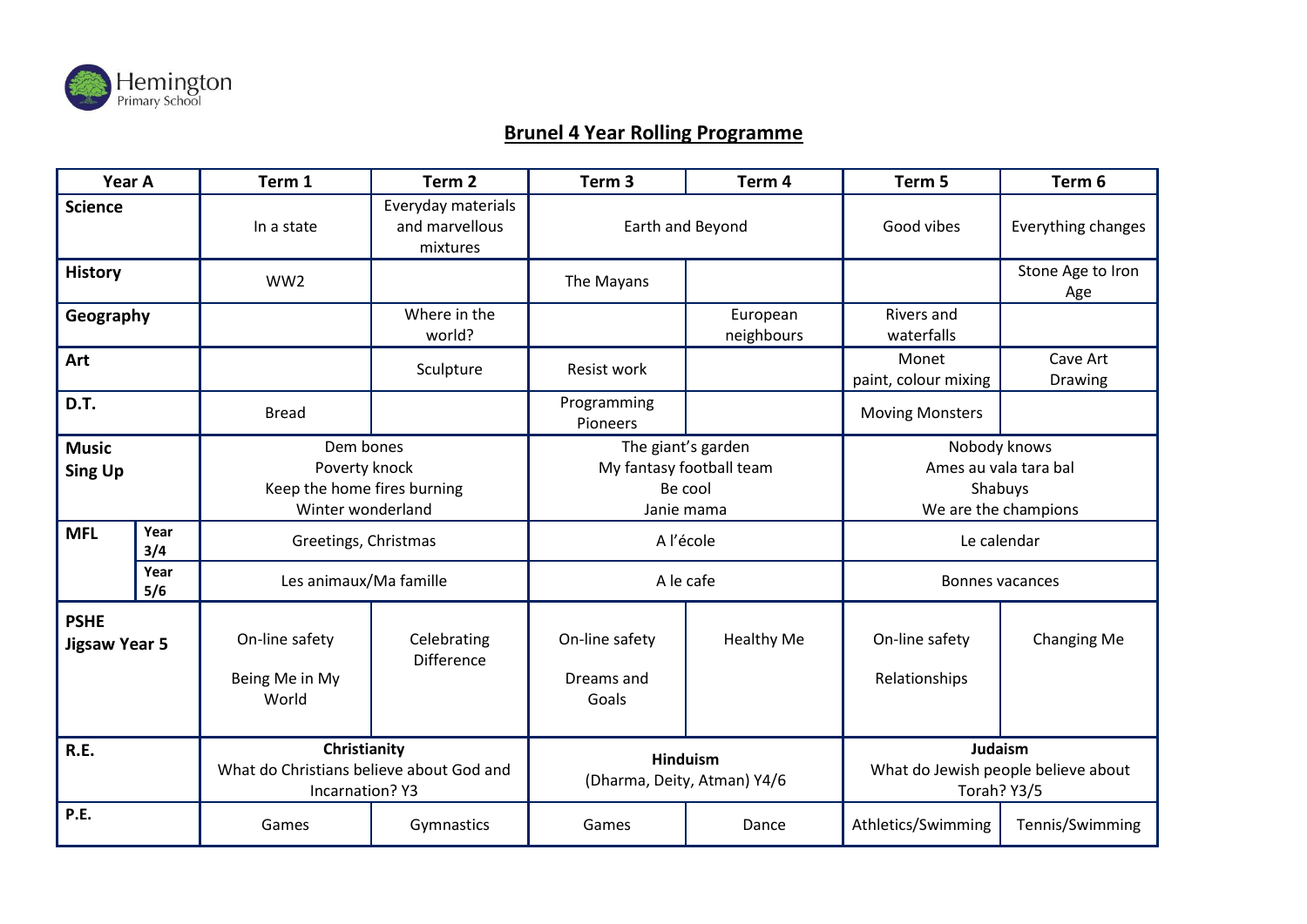Hemington Primary School

# Brunel 4 Year Rolling Programme

| Year A | | Term 1 | Term 2 | Term 3 | Term 4 | Term 5 | Term 6 |
|---|---|---|---|---|---|---|---|
| **Science** | | In a state | Everyday materials and marvellous mixtures | Earth and Beyond | | Good vibes | Everything changes |
| **History** | | WW2 | | The Mayans | | | Stone Age to Iron Age |
| **Geography** | | | Where in the world? | | European neighbours | Rivers and waterfalls | |
| **Art** | | | Sculpture | Resist work | | Monet paint, colour mixing | Cave Art Drawing |
| **D.T.** | | Bread | | Programming Pioneers | | Moving Monsters | |
| **Music Sing Up** | | Dem bones Poverty knock Keep the home fires burning Winter wonderland | | The giant's garden My fantasy football team Be cool Janie mama | | Nobody knows Ames au vala tara bal Shabuys We are the champions | |
| **MFL** | **Year 3/4** | Greetings, Christmas | | A l'école | | Le calendar | |
| | **Year 5/6** | Les animaux/Ma famille | | A le cafe | | Bonnes vacances | |
| **PSHE Jigsaw Year 5** | | On-line safety<br>Being Me in My World | Celebrating Difference | On-line safety<br>Dreams and Goals | Healthy Me | On-line safety<br>Relationships | Changing Me |
| **R.E.** | | **Christianity** What do Christians believe about God and Incarnation? Y3 | | **Hinduism** (Dharma, Deity, Atman) Y4/6 | | **Judaism** What do Jewish people believe about Torah? Y3/5 | |
| **P.E.** | | Games | Gymnastics | Games | Dance | Athletics/Swimming | Tennis/Swimming |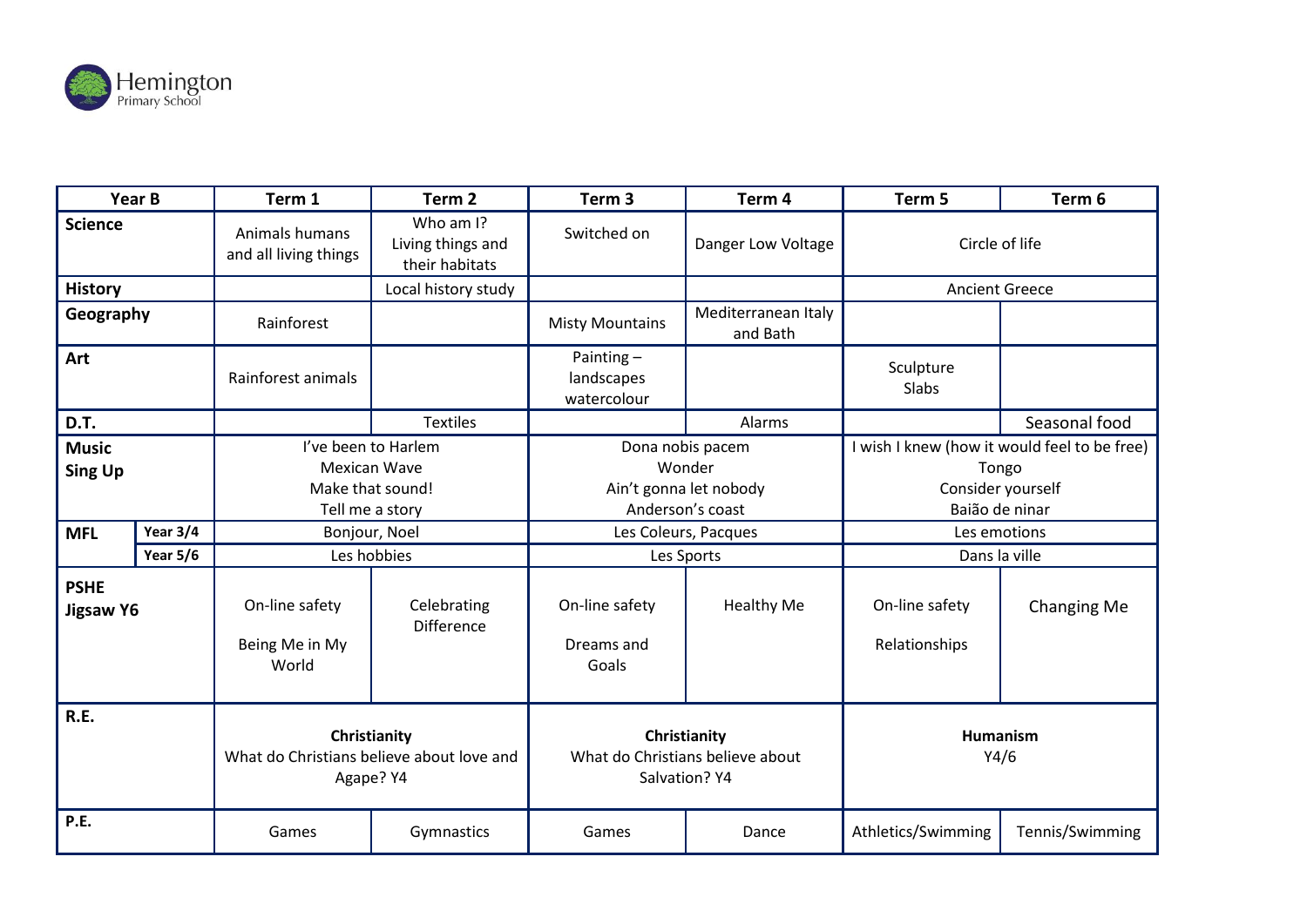| Year B | | Term 1 | Term 2 | Term 3 | Term 4 | Term 5 | Term 6 |
|---|---|---|---|---|---|---|---|
| **Science** | | Animals humans and all living things | Who am I? Living things and their habitats | Switched on | Danger Low Voltage | Circle of life | |
| **History** | | | Local history study | | | Ancient Greece | |
| **Geography** | | Rainforest | | Misty Mountains | Mediterranean Italy and Bath | | |
| **Art** | | Rainforest animals | | Painting – landscapes watercolour | | Sculpture Slabs | |
| **D.T.** | | | Textiles | | Alarms | | Seasonal food |
| **Music Sing Up** | | I've been to Harlem<br>Mexican Wave<br>Make that sound!<br>Tell me a story | | Dona nobis pacem<br>Wonder<br>Ain't gonna let nobody<br>Anderson's coast | | I wish I knew (how it would feel to be free)<br>Tongo<br>Consider yourself<br>Baião de ninar | |
| **MFL** | **Year 3/4** | Bonjour, Noel | | Les Coleurs, Pacques | | Les emotions | |
| | **Year 5/6** | Les hobbies | | Les Sports | | Dans la ville | |
| **PSHE Jigsaw Y6** | | On-line safety<br>Being Me in My World | Celebrating Difference | On-line safety<br>Dreams and Goals | Healthy Me | On-line safety<br>Relationships | Changing Me |
| **R.E.** | | **Christianity**<br>What do Christians believe about love and Agape? Y4 | | **Christianity**<br>What do Christians believe about Salvation? Y4 | | **Humanism**<br>Y4/6 | |
| **P.E.** | | Games | Gymnastics | Games | Dance | Athletics/Swimming | Tennis/Swimming |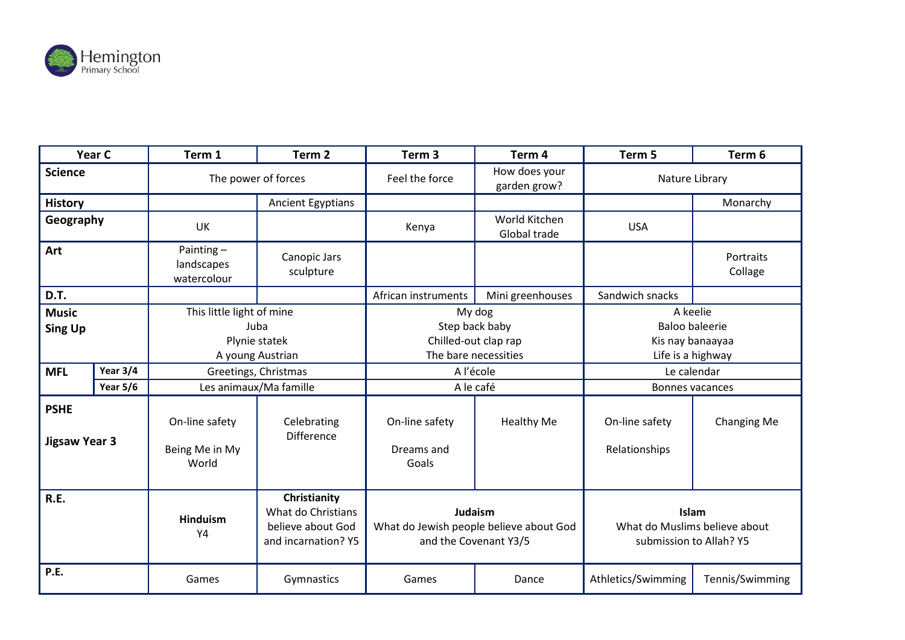Hemington Primary School

| Year C | | Term 1 | Term 2 | Term 3 | Term 4 | Term 5 | Term 6 |
|---|---|---|---|---|---|---|---|
| **Science** | | The power of forces | | Feel the force | How does your garden grow? | Nature Library | |
| **History** | | | Ancient Egyptians | | | | Monarchy |
| **Geography** | | UK | | Kenya | World Kitchen Global trade | USA | |
| **Art** | | Painting – landscapes watercolour | Canopic Jars sculpture | | | | Portraits Collage |
| **D.T.** | | | | African instruments | Mini greenhouses | Sandwich snacks | |
| **Music Sing Up** | | This little light of mine<br>Juba<br>Plynie statek<br>A young Austrian | | My dog<br>Step back baby<br>Chilled-out clap rap<br>The bare necessities | | A keelie<br>Baloo baleerie<br>Kis nay banaayaa<br>Life is a highway | |
| **MFL** | **Year 3/4** | Greetings, Christmas | | A l'école | | Le calendar | |
| | **Year 5/6** | Les animaux/Ma famille | | A le café | | Bonnes vacances | |
| **PSHE**<br>**Jigsaw Year 3** | | On-line safety<br>Being Me in My World | Celebrating Difference | On-line safety<br>Dreams and Goals | Healthy Me | On-line safety<br>Relationships | Changing Me |
| **R.E.** | | **Hinduism**<br>Y4 | **Christianity**<br>What do Christians believe about God and incarnation? Y5 | **Judaism**<br>What do Jewish people believe about God and the Covenant Y3/5 | | **Islam**<br>What do Muslims believe about submission to Allah? Y5 | |
| **P.E.** | | Games | Gymnastics | Games | Dance | Athletics/Swimming | Tennis/Swimming |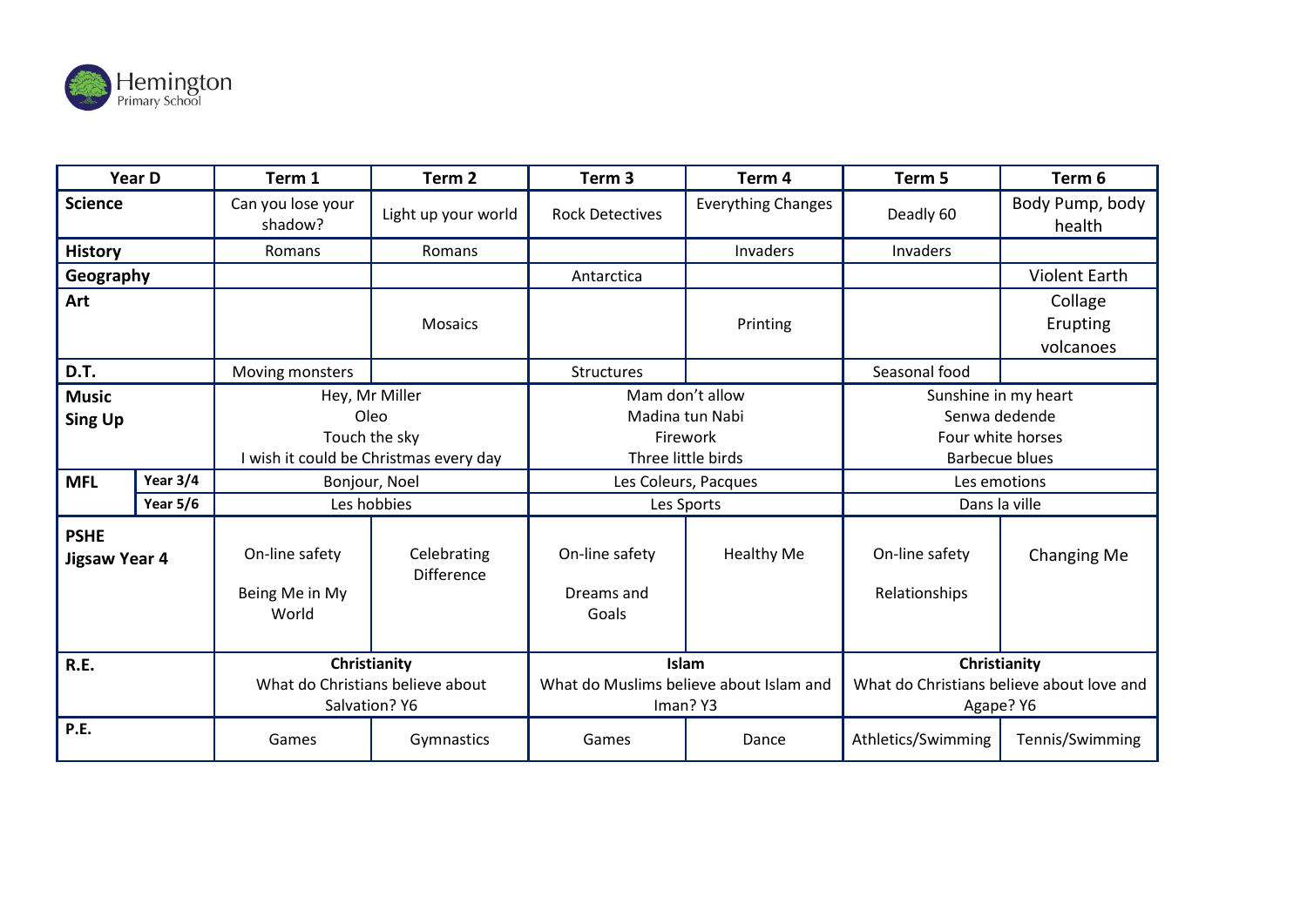Hemington Primary School

| Year D | | Term 1 | Term 2 | Term 3 | Term 4 | Term 5 | Term 6 |
|---|---|---|---|---|---|---|---|
| **Science** | | Can you lose your shadow? | Light up your world | Rock Detectives | Everything Changes | Deadly 60 | Body Pump, body health |
| **History** | | Romans | Romans | | Invaders | Invaders | |
| **Geography** | | | | Antarctica | | | Violent Earth |
| **Art** | | | Mosaics | | Printing | | Collage Erupting volcanoes |
| **D.T.** | | Moving monsters | | Structures | | Seasonal food | |
| **Music Sing Up** | | Hey, Mr Miller<br>Oleo<br>Touch the sky<br>I wish it could be Christmas every day | | Mam don't allow<br>Madina tun Nabi<br>Firework<br>Three little birds | | Sunshine in my heart<br>Senwa dedende<br>Four white horses<br>Barbecue blues | |
| **MFL** | **Year 3/4** | Bonjour, Noel | | Les Coleurs, Pacques | | Les emotions | |
| | **Year 5/6** | Les hobbies | | Les Sports | | Dans la ville | |
| **PSHE Jigsaw Year 4** | | On-line safety<br><br>Being Me in My World | Celebrating Difference | On-line safety<br><br>Dreams and Goals | Healthy Me | On-line safety<br><br>Relationships | Changing Me |
| **R.E.** | | **Christianity**<br>What do Christians believe about Salvation? Y6 | | **Islam**<br>What do Muslims believe about Islam and Iman? Y3 | | **Christianity**<br>What do Christians believe about love and Agape? Y6 | |
| **P.E.** | | Games | Gymnastics | Games | Dance | Athletics/Swimming | Tennis/Swimming |